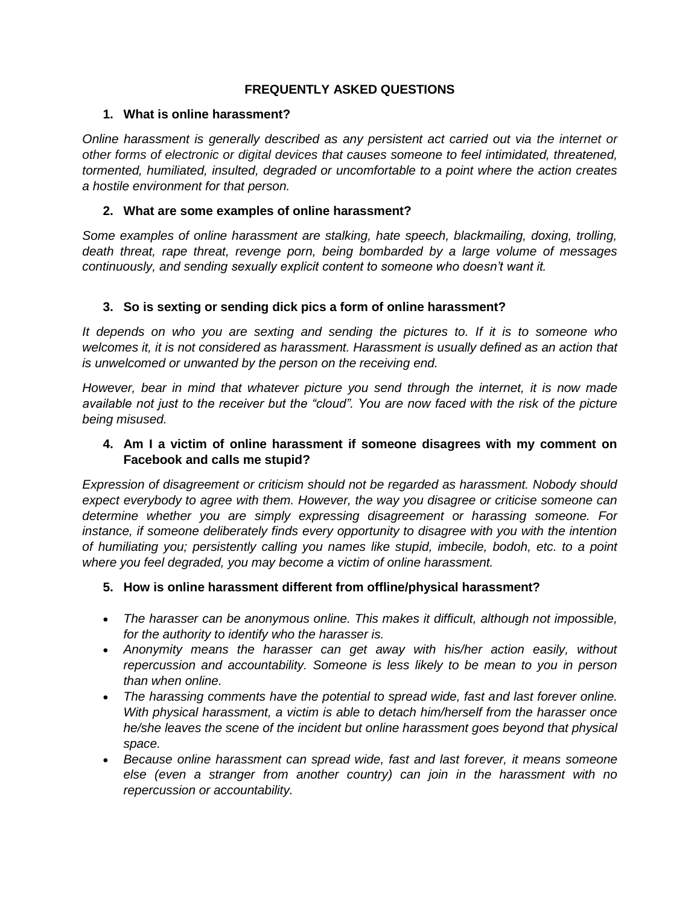# FREQUENTLY ASKED QUESTIONS

## 1. What is online harassment?

*Online harassment is generally described as any persistent act carried out via the internet or other forms of electronic or digital devices that causes someone to feel intimidated, threatened, tormented, humiliated, insulted, degraded or uncomfortable to a point where the action creates a hostile environment for that person.*

## 2. What are some examples of online harassment?

*Some examples of online harassment are stalking, hate speech, blackmailing, doxing, trolling, death threat, rape threat, revenge porn, being bombarded by a large volume of messages continuously, and sending sexually explicit content to someone who doesn't want it.*

## 3. So is sexting or sending dick pics a form of online harassment?

*It depends on who you are sexting and sending the pictures to. If it is to someone who welcomes it, it is not considered as harassment. Harassment is usually defined as an action that is unwelcomed or unwanted by the person on the receiving end.*

*However, bear in mind that whatever picture you send through the internet, it is now made available not just to the receiver but the "cloud". You are now faced with the risk of the picture being misused.*

## 4. Am I a victim of online harassment if someone disagrees with my comment on Facebook and calls me stupid?

*Expression of disagreement or criticism should not be regarded as harassment. Nobody should expect everybody to agree with them. However, the way you disagree or criticise someone can determine whether you are simply expressing disagreement or harassing someone. For instance, if someone deliberately finds every opportunity to disagree with you with the intention of humiliating you; persistently calling you names like stupid, imbecile, bodoh, etc. to a point where you feel degraded, you may become a victim of online harassment.*

## 5. How is online harassment different from offline/physical harassment?

- *The harasser can be anonymous online. This makes it difficult, although not impossible, for the authority to identify who the harasser is.*
- *Anonymity means the harasser can get away with his/her action easily, without repercussion and accountability. Someone is less likely to be mean to you in person than when online.*
- *The harassing comments have the potential to spread wide, fast and last forever online. With physical harassment, a victim is able to detach him/herself from the harasser once he/she leaves the scene of the incident but online harassment goes beyond that physical space.*
- *Because online harassment can spread wide, fast and last forever, it means someone else (even a stranger from another country) can join in the harassment with no repercussion or accountability.*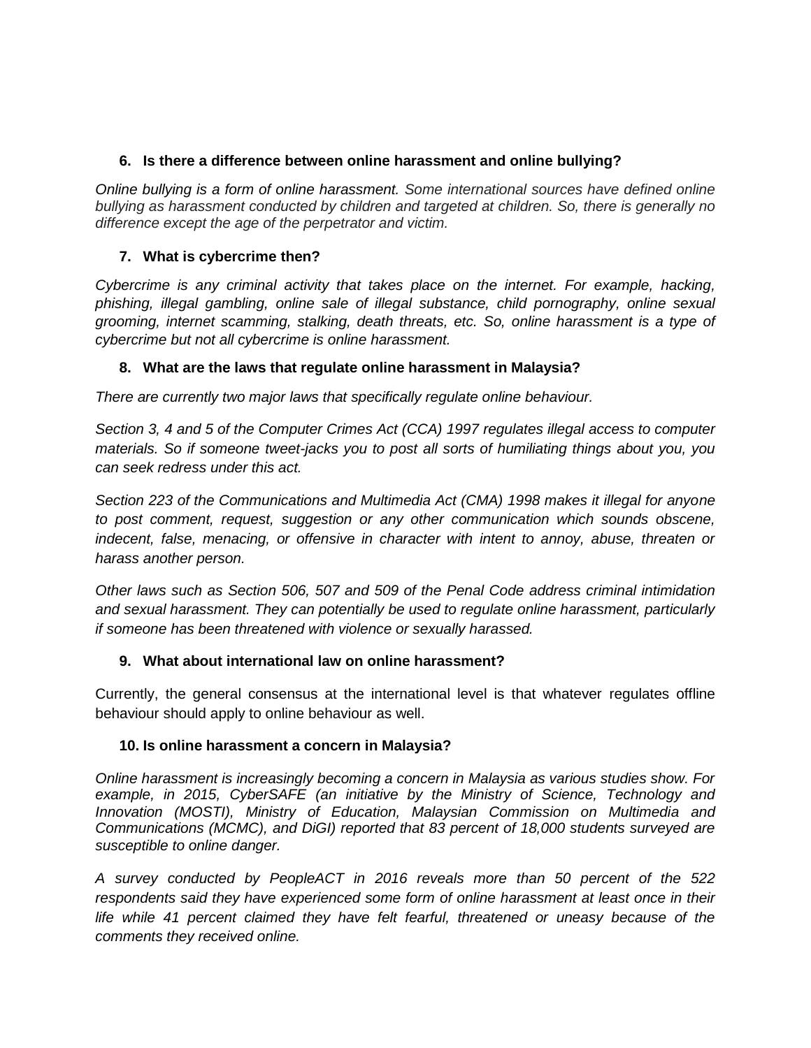### 6. Is there a difference between online harassment and online bullying?

*Online bullying is a form of online harassment. Some international sources have defined online bullying as harassment conducted by children and targeted at children. So, there is generally no difference except the age of the perpetrator and victim.*

### 7. What is cybercrime then?

*Cybercrime is any criminal activity that takes place on the internet. For example, hacking, phishing, illegal gambling, online sale of illegal substance, child pornography, online sexual grooming, internet scamming, stalking, death threats, etc. So, online harassment is a type of cybercrime but not all cybercrime is online harassment.*

### 8. What are the laws that regulate online harassment in Malaysia?

*There are currently two major laws that specifically regulate online behaviour.*

*Section 3, 4 and 5 of the Computer Crimes Act (CCA) 1997 regulates illegal access to computer materials. So if someone tweet-jacks you to post all sorts of humiliating things about you, you can seek redress under this act.*

*Section 223 of the Communications and Multimedia Act (CMA) 1998 makes it illegal for anyone to post comment, request, suggestion or any other communication which sounds obscene, indecent, false, menacing, or offensive in character with intent to annoy, abuse, threaten or harass another person.*

*Other laws such as Section 506, 507 and 509 of the Penal Code address criminal intimidation and sexual harassment. They can potentially be used to regulate online harassment, particularly if someone has been threatened with violence or sexually harassed.*

### 9. What about international law on online harassment?

Currently, the general consensus at the international level is that whatever regulates offline behaviour should apply to online behaviour as well.

### 10. Is online harassment a concern in Malaysia?

*Online harassment is increasingly becoming a concern in Malaysia as various studies show. For example, in 2015, CyberSAFE (an initiative by the Ministry of Science, Technology and Innovation (MOSTI), Ministry of Education, Malaysian Commission on Multimedia and Communications (MCMC), and DiGI) reported that 83 percent of 18,000 students surveyed are susceptible to online danger.*

*A survey conducted by PeopleACT in 2016 reveals more than 50 percent of the 522 respondents said they have experienced some form of online harassment at least once in their life while 41 percent claimed they have felt fearful, threatened or uneasy because of the comments they received online.*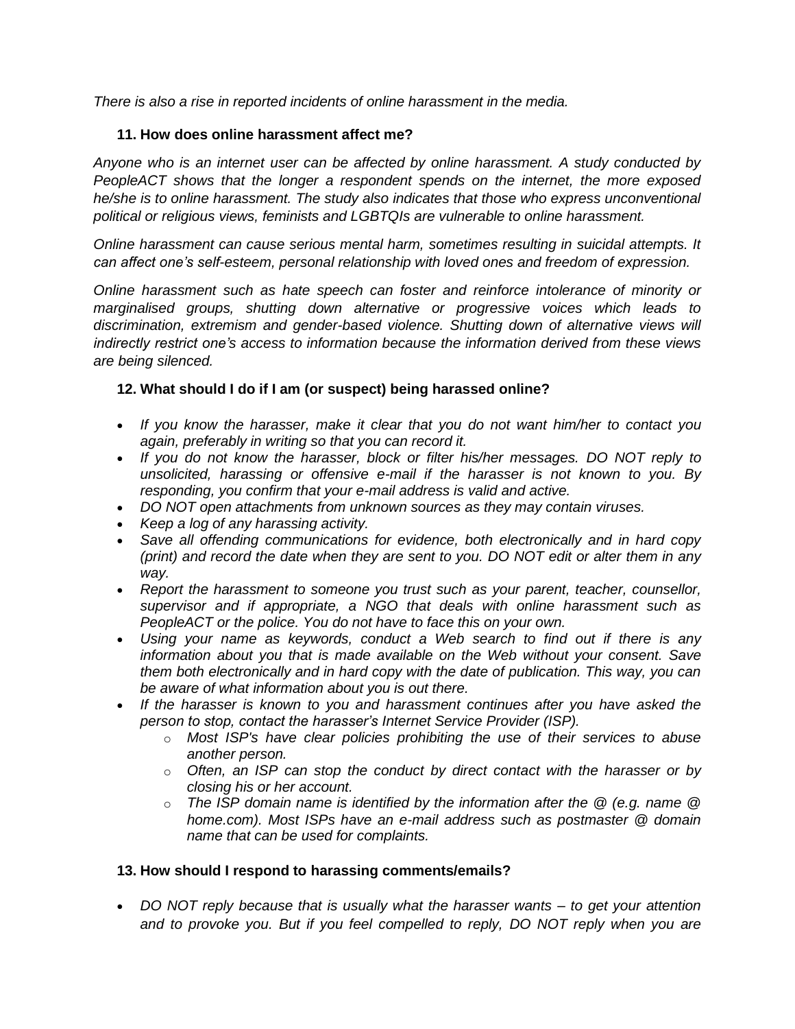*There is also a rise in reported incidents of online harassment in the media.*

### 11. How does online harassment affect me?

*Anyone who is an internet user can be affected by online harassment. A study conducted by PeopleACT shows that the longer a respondent spends on the internet, the more exposed he/she is to online harassment. The study also indicates that those who express unconventional political or religious views, feminists and LGBTQIs are vulnerable to online harassment.*

*Online harassment can cause serious mental harm, sometimes resulting in suicidal attempts. It can affect one's self-esteem, personal relationship with loved ones and freedom of expression.*

*Online harassment such as hate speech can foster and reinforce intolerance of minority or marginalised groups, shutting down alternative or progressive voices which leads to discrimination, extremism and gender-based violence. Shutting down of alternative views will indirectly restrict one's access to information because the information derived from these views are being silenced.*

### 12. What should I do if I am (or suspect) being harassed online?

- *If you know the harasser, make it clear that you do not want him/her to contact you again, preferably in writing so that you can record it.*
- *If you do not know the harasser, block or filter his/her messages. DO NOT reply to unsolicited, harassing or offensive e-mail if the harasser is not known to you. By responding, you confirm that your e-mail address is valid and active.*
- *DO NOT open attachments from unknown sources as they may contain viruses.*
- *Keep a log of any harassing activity.*
- *Save all offending communications for evidence, both electronically and in hard copy (print) and record the date when they are sent to you. DO NOT edit or alter them in any way.*
- *Report the harassment to someone you trust such as your parent, teacher, counsellor, supervisor and if appropriate, a NGO that deals with online harassment such as PeopleACT or the police. You do not have to face this on your own.*
- *Using your name as keywords, conduct a Web search to find out if there is any information about you that is made available on the Web without your consent. Save them both electronically and in hard copy with the date of publication. This way, you can be aware of what information about you is out there.*
- *If the harasser is known to you and harassment continues after you have asked the person to stop, contact the harasser's Internet Service Provider (ISP).*
    - *Most ISP's have clear policies prohibiting the use of their services to abuse another person.*
    - *Often, an ISP can stop the conduct by direct contact with the harasser or by closing his or her account.*
    - *The ISP domain name is identified by the information after the @ (e.g. name @ home.com). Most ISPs have an e-mail address such as postmaster @ domain name that can be used for complaints.*

### 13. How should I respond to harassing comments/emails?

- *DO NOT reply because that is usually what the harasser wants – to get your attention and to provoke you. But if you feel compelled to reply, DO NOT reply when you are*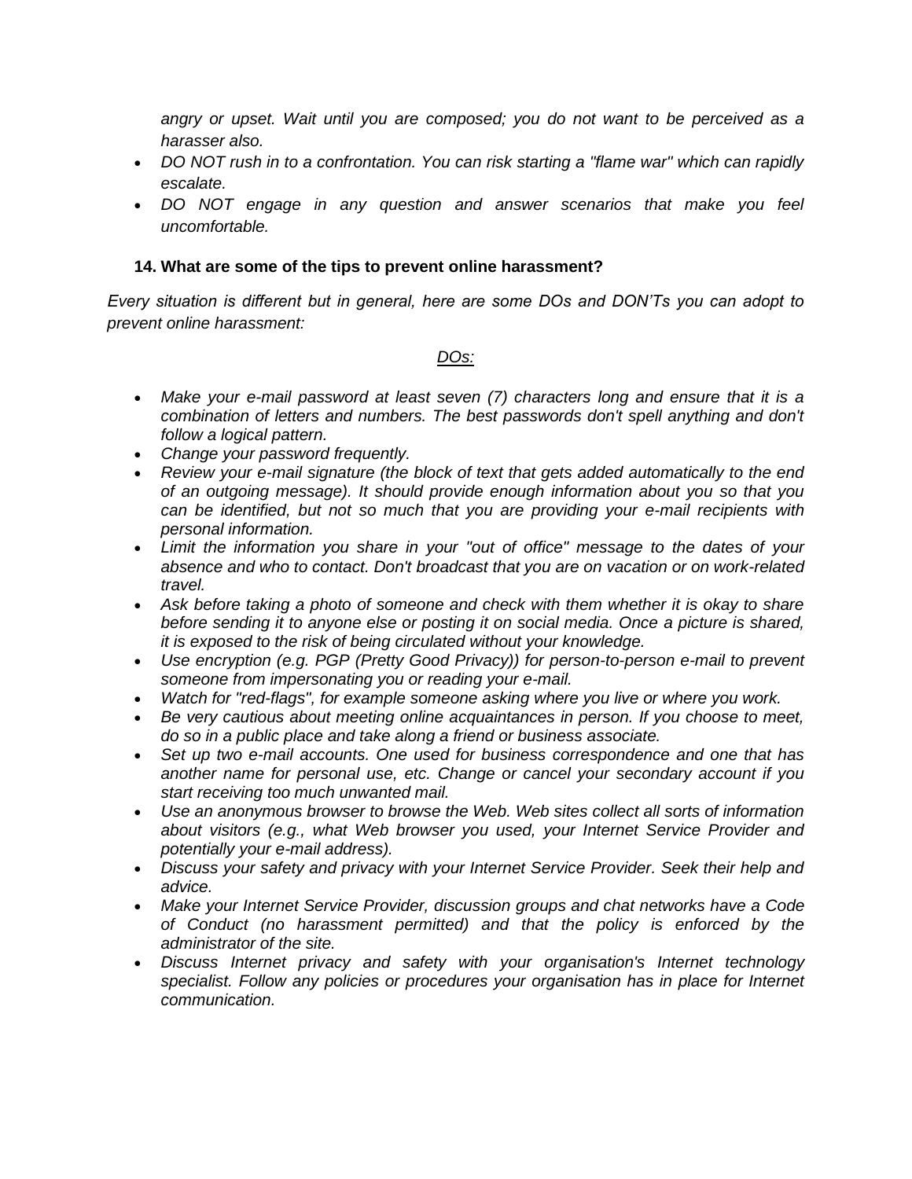*angry or upset. Wait until you are composed; you do not want to be perceived as a harasser also.*

- *DO NOT rush in to a confrontation. You can risk starting a "flame war" which can rapidly escalate.*
- *DO NOT engage in any question and answer scenarios that make you feel uncomfortable.*

### 14. What are some of the tips to prevent online harassment?

*Every situation is different but in general, here are some DOs and DON'Ts you can adopt to prevent online harassment:*

*DOs:*

- *Make your e-mail password at least seven (7) characters long and ensure that it is a combination of letters and numbers. The best passwords don't spell anything and don't follow a logical pattern.*
- *Change your password frequently.*
- *Review your e-mail signature (the block of text that gets added automatically to the end of an outgoing message). It should provide enough information about you so that you can be identified, but not so much that you are providing your e-mail recipients with personal information.*
- *Limit the information you share in your "out of office" message to the dates of your absence and who to contact. Don't broadcast that you are on vacation or on work-related travel.*
- *Ask before taking a photo of someone and check with them whether it is okay to share before sending it to anyone else or posting it on social media. Once a picture is shared, it is exposed to the risk of being circulated without your knowledge.*
- *Use encryption (e.g. PGP (Pretty Good Privacy)) for person-to-person e-mail to prevent someone from impersonating you or reading your e-mail.*
- *Watch for "red-flags", for example someone asking where you live or where you work.*
- *Be very cautious about meeting online acquaintances in person. If you choose to meet, do so in a public place and take along a friend or business associate.*
- *Set up two e-mail accounts. One used for business correspondence and one that has another name for personal use, etc. Change or cancel your secondary account if you start receiving too much unwanted mail.*
- *Use an anonymous browser to browse the Web. Web sites collect all sorts of information about visitors (e.g., what Web browser you used, your Internet Service Provider and potentially your e-mail address).*
- *Discuss your safety and privacy with your Internet Service Provider. Seek their help and advice.*
- *Make your Internet Service Provider, discussion groups and chat networks have a Code of Conduct (no harassment permitted) and that the policy is enforced by the administrator of the site.*
- *Discuss Internet privacy and safety with your organisation's Internet technology specialist. Follow any policies or procedures your organisation has in place for Internet communication.*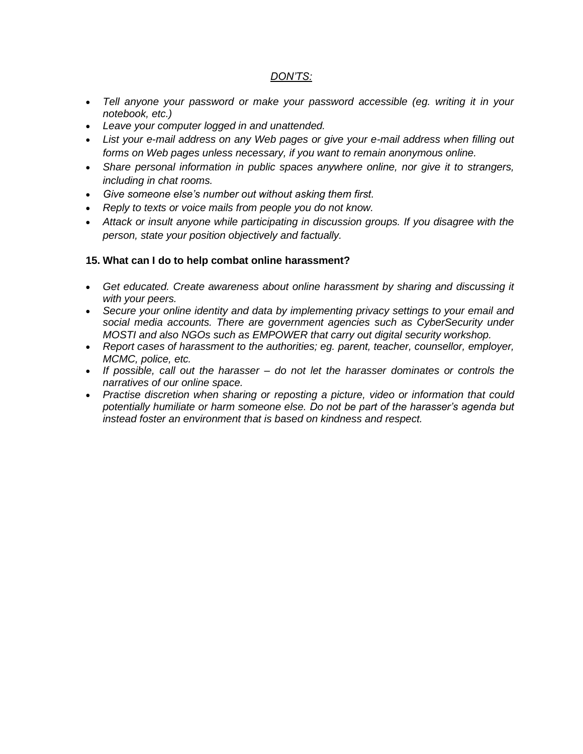*DON'TS:*

- *Tell anyone your password or make your password accessible (eg. writing it in your notebook, etc.)*
- *Leave your computer logged in and unattended.*
- *List your e-mail address on any Web pages or give your e-mail address when filling out forms on Web pages unless necessary, if you want to remain anonymous online.*
- *Share personal information in public spaces anywhere online, nor give it to strangers, including in chat rooms.*
- *Give someone else's number out without asking them first.*
- *Reply to texts or voice mails from people you do not know.*
- *Attack or insult anyone while participating in discussion groups. If you disagree with the person, state your position objectively and factually.*

**15. What can I do to help combat online harassment?**

- *Get educated. Create awareness about online harassment by sharing and discussing it with your peers.*
- *Secure your online identity and data by implementing privacy settings to your email and social media accounts. There are government agencies such as CyberSecurity under MOSTI and also NGOs such as EMPOWER that carry out digital security workshop.*
- *Report cases of harassment to the authorities; eg. parent, teacher, counsellor, employer, MCMC, police, etc.*
- *If possible, call out the harasser – do not let the harasser dominates or controls the narratives of our online space.*
- *Practise discretion when sharing or reposting a picture, video or information that could potentially humiliate or harm someone else. Do not be part of the harasser's agenda but instead foster an environment that is based on kindness and respect.*